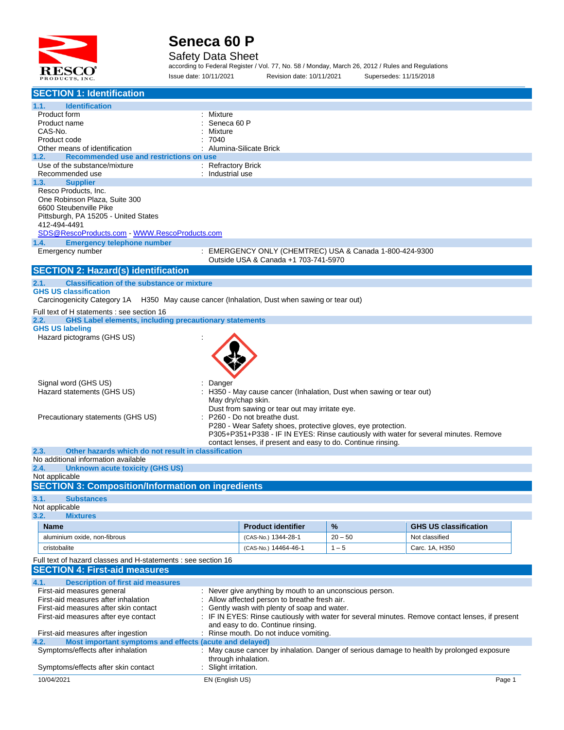# Seneca 60 P

Safety Data Sheet

according to Federal Register / Vol. 77, No. 58 / Monday, March 26, 2012 / Rules and Regulations

Issue date: 10/11/2021 Revision date: 10/11/2021 Supersedes: 11/15/2018

## SECTION 1: Identification

### 1.1. Identification

| | |
|---|---|
| Product form | : Mixture |
| Product name | : Seneca 60 P |
| CAS-No. | : Mixture |
| Product code | : 7040 |
| Other means of identification | : Alumina-Silicate Brick |

### 1.2. Recommended use and restrictions on use

| | |
|---|---|
| Use of the substance/mixture | : Refractory Brick |
| Recommended use | : Industrial use |

### 1.3. Supplier

Resco Products, Inc.
One Robinson Plaza, Suite 300
6600 Steubenville Pike
Pittsburgh, PA 15205 - United States
412-494-4491
SDS@RescoProducts.com - WWW.RescoProducts.com

### 1.4. Emergency telephone number

Emergency number : EMERGENCY ONLY (CHEMTREC) USA & Canada 1-800-424-9300
Outside USA & Canada +1 703-741-5970

## SECTION 2: Hazard(s) identification

### 2.1. Classification of the substance or mixture

**GHS US classification**

Carcinogenicity Category 1A H350 May cause cancer (Inhalation, Dust when sawing or tear out)

Full text of H statements : see section 16

### 2.2. GHS Label elements, including precautionary statements

**GHS US labeling**

Hazard pictograms (GHS US) :

Signal word (GHS US) : Danger

Hazard statements (GHS US) : H350 - May cause cancer (Inhalation, Dust when sawing or tear out)
May dry/chap skin.
Dust from sawing or tear out may irritate eye.

Precautionary statements (GHS US) : P260 - Do not breathe dust.
P280 - Wear Safety shoes, protective gloves, eye protection.
P305+P351+P338 - IF IN EYES: Rinse cautiously with water for several minutes. Remove contact lenses, if present and easy to do. Continue rinsing.

### 2.3. Other hazards which do not result in classification

No additional information available

### 2.4. Unknown acute toxicity (GHS US)

Not applicable

## SECTION 3: Composition/Information on ingredients

### 3.1. Substances

Not applicable

### 3.2. Mixtures

| Name | Product identifier | % | GHS US classification |
|---|---|---|---|
| aluminium oxide, non-fibrous | (CAS-No.) 1344-28-1 | 20 – 50 | Not classified |
| cristobalite | (CAS-No.) 14464-46-1 | 1 – 5 | Carc. 1A, H350 |

Full text of hazard classes and H-statements : see section 16

## SECTION 4: First-aid measures

### 4.1. Description of first aid measures

| | |
|---|---|
| First-aid measures general | : Never give anything by mouth to an unconscious person. |
| First-aid measures after inhalation | : Allow affected person to breathe fresh air. |
| First-aid measures after skin contact | : Gently wash with plenty of soap and water. |
| First-aid measures after eye contact | : IF IN EYES: Rinse cautiously with water for several minutes. Remove contact lenses, if present and easy to do. Continue rinsing. |
| First-aid measures after ingestion | : Rinse mouth. Do not induce vomiting. |

### 4.2. Most important symptoms and effects (acute and delayed)

| | |
|---|---|
| Symptoms/effects after inhalation | : May cause cancer by inhalation. Danger of serious damage to health by prolonged exposure through inhalation. |
| Symptoms/effects after skin contact | : Slight irritation. |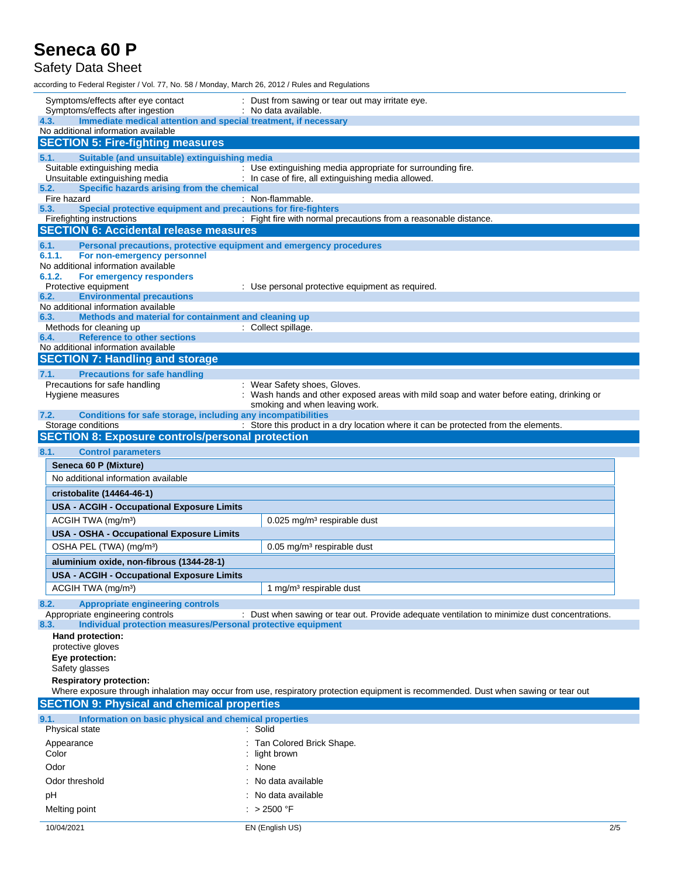Symptoms/effects after eye contact : Dust from sawing or tear out may irritate eye.
Symptoms/effects after ingestion : No data available.

### 4.3. Immediate medical attention and special treatment, if necessary

No additional information available

## SECTION 5: Fire-fighting measures

### 5.1. Suitable (and unsuitable) extinguishing media

Suitable extinguishing media : Use extinguishing media appropriate for surrounding fire.
Unsuitable extinguishing media : In case of fire, all extinguishing media allowed.

### 5.2. Specific hazards arising from the chemical

Fire hazard : Non-flammable.

### 5.3. Special protective equipment and precautions for fire-fighters

Firefighting instructions : Fight fire with normal precautions from a reasonable distance.

## SECTION 6: Accidental release measures

### 6.1. Personal precautions, protective equipment and emergency procedures

#### 6.1.1. For non-emergency personnel

No additional information available

#### 6.1.2. For emergency responders

Protective equipment : Use personal protective equipment as required.

### 6.2. Environmental precautions

No additional information available

### 6.3. Methods and material for containment and cleaning up

Methods for cleaning up : Collect spillage.

### 6.4. Reference to other sections

No additional information available

## SECTION 7: Handling and storage

### 7.1. Precautions for safe handling

Precautions for safe handling : Wear Safety shoes, Gloves.
Hygiene measures : Wash hands and other exposed areas with mild soap and water before eating, drinking or smoking and when leaving work.

### 7.2. Conditions for safe storage, including any incompatibilities

Storage conditions : Store this product in a dry location where it can be protected from the elements.

## SECTION 8: Exposure controls/personal protection

### 8.1. Control parameters

| **Seneca 60 P (Mixture)** | |
|---|---|
| No additional information available | |
| **cristobalite (14464-46-1)** | |
| **USA - ACGIH - Occupational Exposure Limits** | |
| ACGIH TWA (mg/m³) | 0.025 mg/m³ respirable dust |
| **USA - OSHA - Occupational Exposure Limits** | |
| OSHA PEL (TWA) (mg/m³) | 0.05 mg/m³ respirable dust |
| **aluminium oxide, non-fibrous (1344-28-1)** | |
| **USA - ACGIH - Occupational Exposure Limits** | |
| ACGIH TWA (mg/m³) | 1 mg/m³ respirable dust |

### 8.2. Appropriate engineering controls

Appropriate engineering controls : Dust when sawing or tear out. Provide adequate ventilation to minimize dust concentrations.

### 8.3. Individual protection measures/Personal protective equipment

**Hand protection:**

protective gloves

**Eye protection:**

Safety glasses

**Respiratory protection:**

Where exposure through inhalation may occur from use, respiratory protection equipment is recommended. Dust when sawing or tear out

## SECTION 9: Physical and chemical properties

### 9.1. Information on basic physical and chemical properties

Physical state : Solid

Appearance : Tan Colored Brick Shape.
Color : light brown

Odor : None

Odor threshold : No data available

pH : No data available

Melting point : > 2500 °F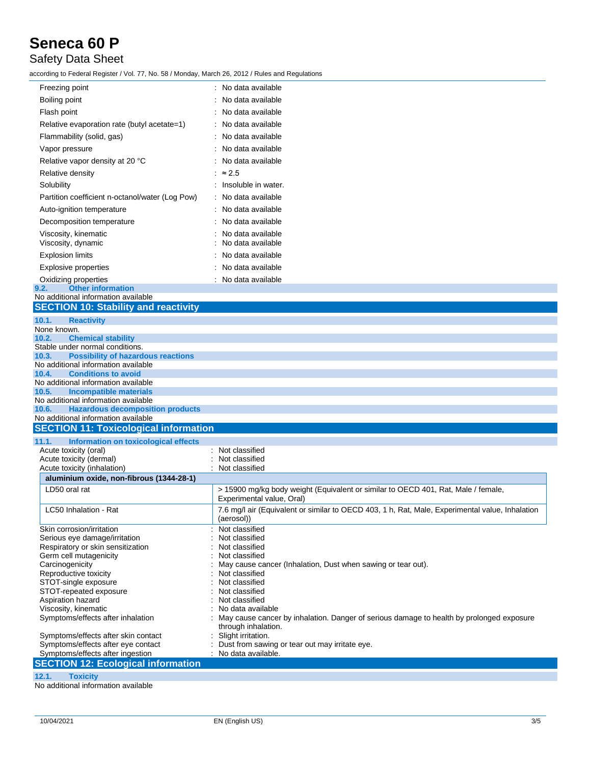| | |
|---|---|
| Freezing point | : No data available |
| Boiling point | : No data available |
| Flash point | : No data available |
| Relative evaporation rate (butyl acetate=1) | : No data available |
| Flammability (solid, gas) | : No data available |
| Vapor pressure | : No data available |
| Relative vapor density at 20 °C | : No data available |
| Relative density | : ≈ 2.5 |
| Solubility | : Insoluble in water. |
| Partition coefficient n-octanol/water (Log Pow) | : No data available |
| Auto-ignition temperature | : No data available |
| Decomposition temperature | : No data available |
| Viscosity, kinematic | : No data available |
| Viscosity, dynamic | : No data available |
| Explosion limits | : No data available |
| Explosive properties | : No data available |
| Oxidizing properties | : No data available |

### 9.2. Other information

No additional information available

## SECTION 10: Stability and reactivity

### 10.1. Reactivity

None known.

### 10.2. Chemical stability

Stable under normal conditions.

### 10.3. Possibility of hazardous reactions

No additional information available

### 10.4. Conditions to avoid

No additional information available

### 10.5. Incompatible materials

No additional information available

### 10.6. Hazardous decomposition products

No additional information available

## SECTION 11: Toxicological information

### 11.1. Information on toxicological effects

| | |
|---|---|
| Acute toxicity (oral) | : Not classified |
| Acute toxicity (dermal) | : Not classified |
| Acute toxicity (inhalation) | : Not classified |

| aluminium oxide, non-fibrous (1344-28-1) | |
|---|---|
| LD50 oral rat | > 15900 mg/kg body weight (Equivalent or similar to OECD 401, Rat, Male / female, Experimental value, Oral) |
| LC50 Inhalation - Rat | 7.6 mg/l air (Equivalent or similar to OECD 403, 1 h, Rat, Male, Experimental value, Inhalation (aerosol)) |

| | |
|---|---|
| Skin corrosion/irritation | : Not classified |
| Serious eye damage/irritation | : Not classified |
| Respiratory or skin sensitization | : Not classified |
| Germ cell mutagenicity | : Not classified |
| Carcinogenicity | : May cause cancer (Inhalation, Dust when sawing or tear out). |
| Reproductive toxicity | : Not classified |
| STOT-single exposure | : Not classified |
| STOT-repeated exposure | : Not classified |
| Aspiration hazard | : Not classified |
| Viscosity, kinematic | : No data available |
| Symptoms/effects after inhalation | : May cause cancer by inhalation. Danger of serious damage to health by prolonged exposure through inhalation. |
| Symptoms/effects after skin contact | : Slight irritation. |
| Symptoms/effects after eye contact | : Dust from sawing or tear out may irritate eye. |
| Symptoms/effects after ingestion | : No data available. |

## SECTION 12: Ecological information

### 12.1. Toxicity

No additional information available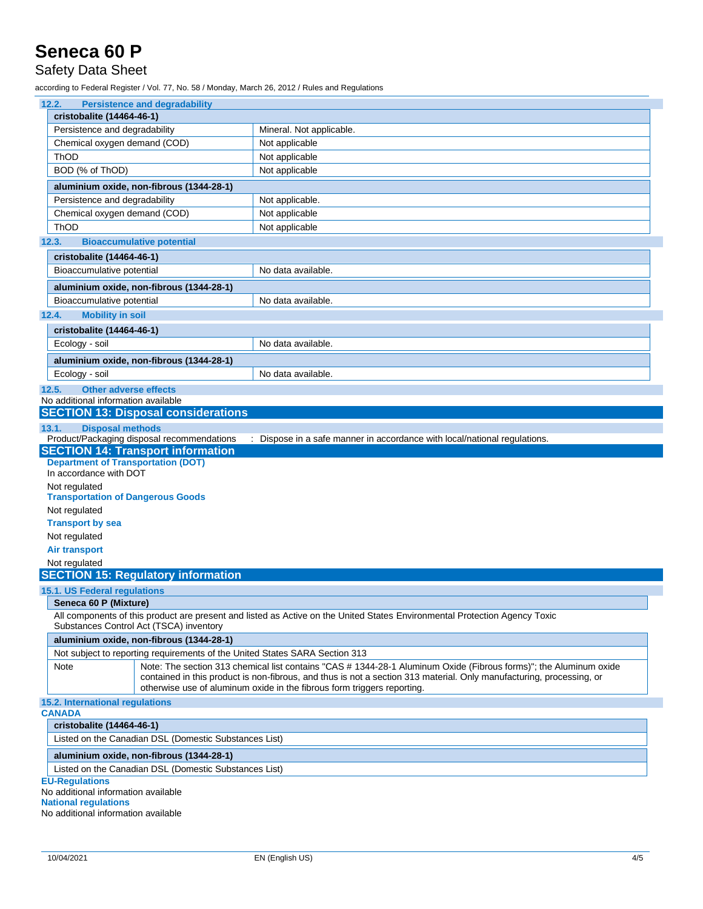### 12.2. Persistence and degradability

| cristobalite (14464-46-1) | |
|---|---|
| Persistence and degradability | Mineral. Not applicable. |
| Chemical oxygen demand (COD) | Not applicable |
| ThOD | Not applicable |
| BOD (% of ThOD) | Not applicable |

| aluminium oxide, non-fibrous (1344-28-1) | |
|---|---|
| Persistence and degradability | Not applicable. |
| Chemical oxygen demand (COD) | Not applicable |
| ThOD | Not applicable |

### 12.3. Bioaccumulative potential

| cristobalite (14464-46-1) | |
|---|---|
| Bioaccumulative potential | No data available. |

| aluminium oxide, non-fibrous (1344-28-1) | |
|---|---|
| Bioaccumulative potential | No data available. |

### 12.4. Mobility in soil

| cristobalite (14464-46-1) | |
|---|---|
| Ecology - soil | No data available. |

| aluminium oxide, non-fibrous (1344-28-1) | |
|---|---|
| Ecology - soil | No data available. |

### 12.5. Other adverse effects

No additional information available

## SECTION 13: Disposal considerations

### 13.1. Disposal methods

Product/Packaging disposal recommendations : Dispose in a safe manner in accordance with local/national regulations.

## SECTION 14: Transport information

**Department of Transportation (DOT)**

In accordance with DOT

Not regulated

**Transportation of Dangerous Goods**

Not regulated

**Transport by sea**

Not regulated

**Air transport**

Not regulated

## SECTION 15: Regulatory information

### 15.1. US Federal regulations

| Seneca 60 P (Mixture) |
|---|
| All components of this product are present and listed as Active on the United States Environmental Protection Agency Toxic Substances Control Act (TSCA) inventory |

| aluminium oxide, non-fibrous (1344-28-1) | |
|---|---|
| Not subject to reporting requirements of the United States SARA Section 313 | |
| Note | Note: The section 313 chemical list contains "CAS # 1344-28-1 Aluminum Oxide (Fibrous forms)"; the Aluminum oxide contained in this product is non-fibrous, and thus is not a section 313 material. Only manufacturing, processing, or otherwise use of aluminum oxide in the fibrous form triggers reporting. |

### 15.2. International regulations

**CANADA**

| cristobalite (14464-46-1) |
|---|
| Listed on the Canadian DSL (Domestic Substances List) |

| aluminium oxide, non-fibrous (1344-28-1) |
|---|
| Listed on the Canadian DSL (Domestic Substances List) |

**EU-Regulations**

No additional information available

**National regulations**

No additional information available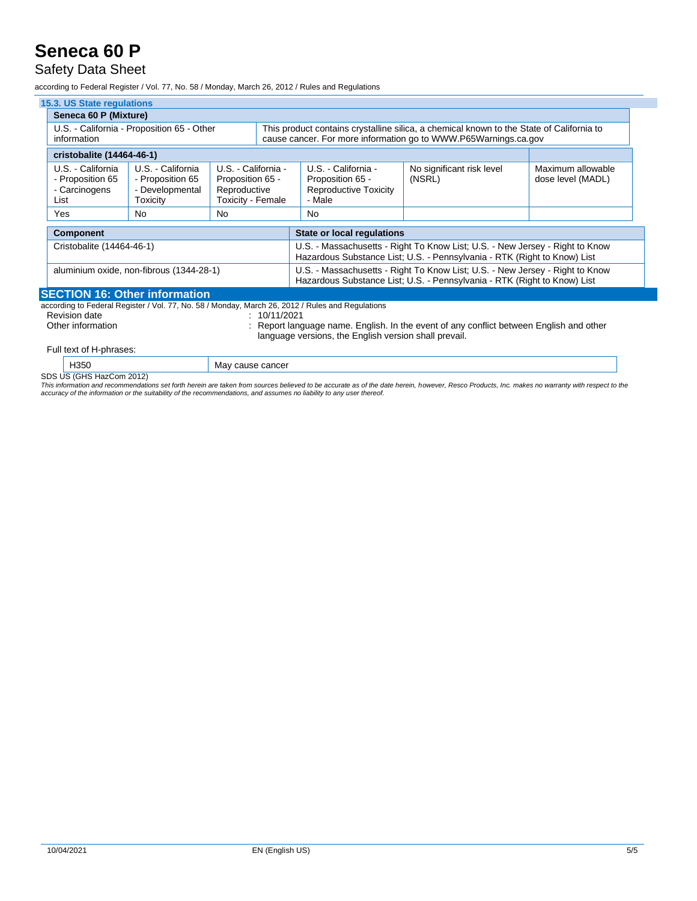### 15.3. US State regulations

| Seneca 60 P (Mixture) | |
|---|---|
| U.S. - California - Proposition 65 - Other information | This product contains crystalline silica, a chemical known to the State of California to cause cancer. For more information go to WWW.P65Warnings.ca.gov |

| cristobalite (14464-46-1) | | | | | |
|---|---|---|---|---|---|
| U.S. - California - Proposition 65 - Carcinogens List | U.S. - California - Proposition 65 - Developmental Toxicity | U.S. - California - Proposition 65 - Reproductive Toxicity - Female | U.S. - California - Proposition 65 - Reproductive Toxicity - Male | No significant risk level (NSRL) | Maximum allowable dose level (MADL) |
| Yes | No | No | No | | |

| Component | State or local regulations |
|---|---|
| Cristobalite (14464-46-1) | U.S. - Massachusetts - Right To Know List; U.S. - New Jersey - Right to Know Hazardous Substance List; U.S. - Pennsylvania - RTK (Right to Know) List |
| aluminium oxide, non-fibrous (1344-28-1) | U.S. - Massachusetts - Right To Know List; U.S. - New Jersey - Right to Know Hazardous Substance List; U.S. - Pennsylvania - RTK (Right to Know) List |

## SECTION 16: Other information

according to Federal Register / Vol. 77, No. 58 / Monday, March 26, 2012 / Rules and Regulations

Revision date : 10/11/2021

Other information : Report language name. English. In the event of any conflict between English and other language versions, the English version shall prevail.

Full text of H-phrases:

| | |
|---|---|
| H350 | May cause cancer |

SDS US (GHS HazCom 2012)

*This information and recommendations set forth herein are taken from sources believed to be accurate as of the date herein, however, Resco Products, Inc. makes no warranty with respect to the accuracy of the information or the suitability of the recommendations, and assumes no liability to any user thereof.*